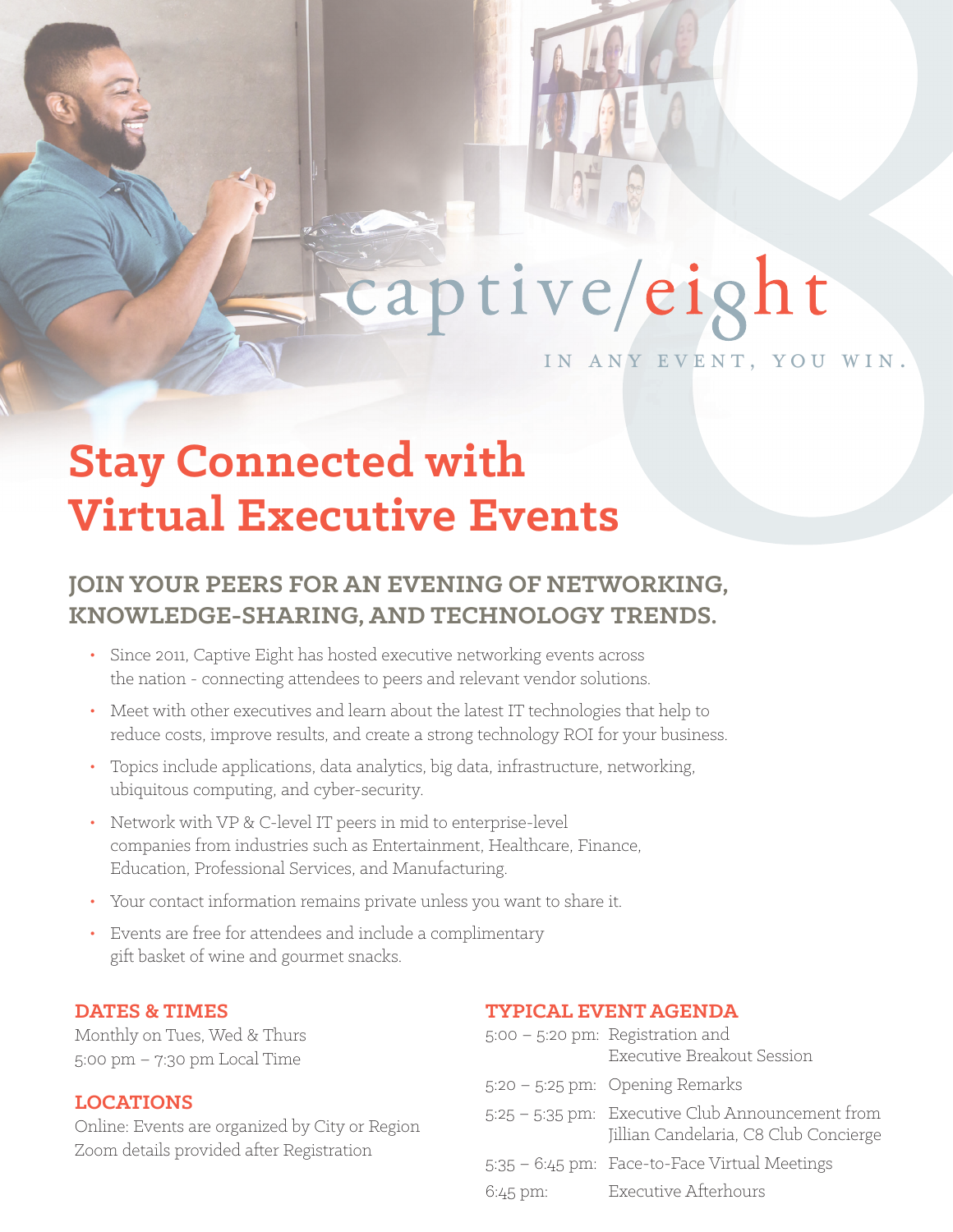captive/eight

IN ANY EVENT, YOU WIN.

# Stay Connected with Virtual Executive Events

## JOIN YOUR PEERS FOR AN EVENING OF NETWORKING, KNOWLEDGE-SHARING, AND TECHNOLOGY TRENDS.

- Since 2011, Captive Eight has hosted executive networking events across the nation - connecting attendees to peers and relevant vendor solutions.
- Meet with other executives and learn about the latest IT technologies that help to reduce costs, improve results, and create a strong technology ROI for your business.
- Topics include applications, data analytics, big data, infrastructure, networking, ubiquitous computing, and cyber-security.
- Network with VP & C-level IT peers in mid to enterprise-level companies from industries such as Entertainment, Healthcare, Finance, Education, Professional Services, and Manufacturing.
- Your contact information remains private unless you want to share it.
- Events are free for attendees and include a complimentary gift basket of wine and gourmet snacks.

### DATES & TIMES

Monthly on Tues, Wed & Thurs
5:00 pm – 7:30 pm Local Time

### LOCATIONS

Online: Events are organized by City or Region
Zoom details provided after Registration

### TYPICAL EVENT AGENDA

| | |
|---|---|
| 5:00 – 5:20 pm: | Registration and Executive Breakout Session |
| 5:20 – 5:25 pm: | Opening Remarks |
| 5:25 – 5:35 pm: | Executive Club Announcement from Jillian Candelaria, C8 Club Concierge |
| 5:35 – 6:45 pm: | Face-to-Face Virtual Meetings |
| 6:45 pm: | Executive Afterhours |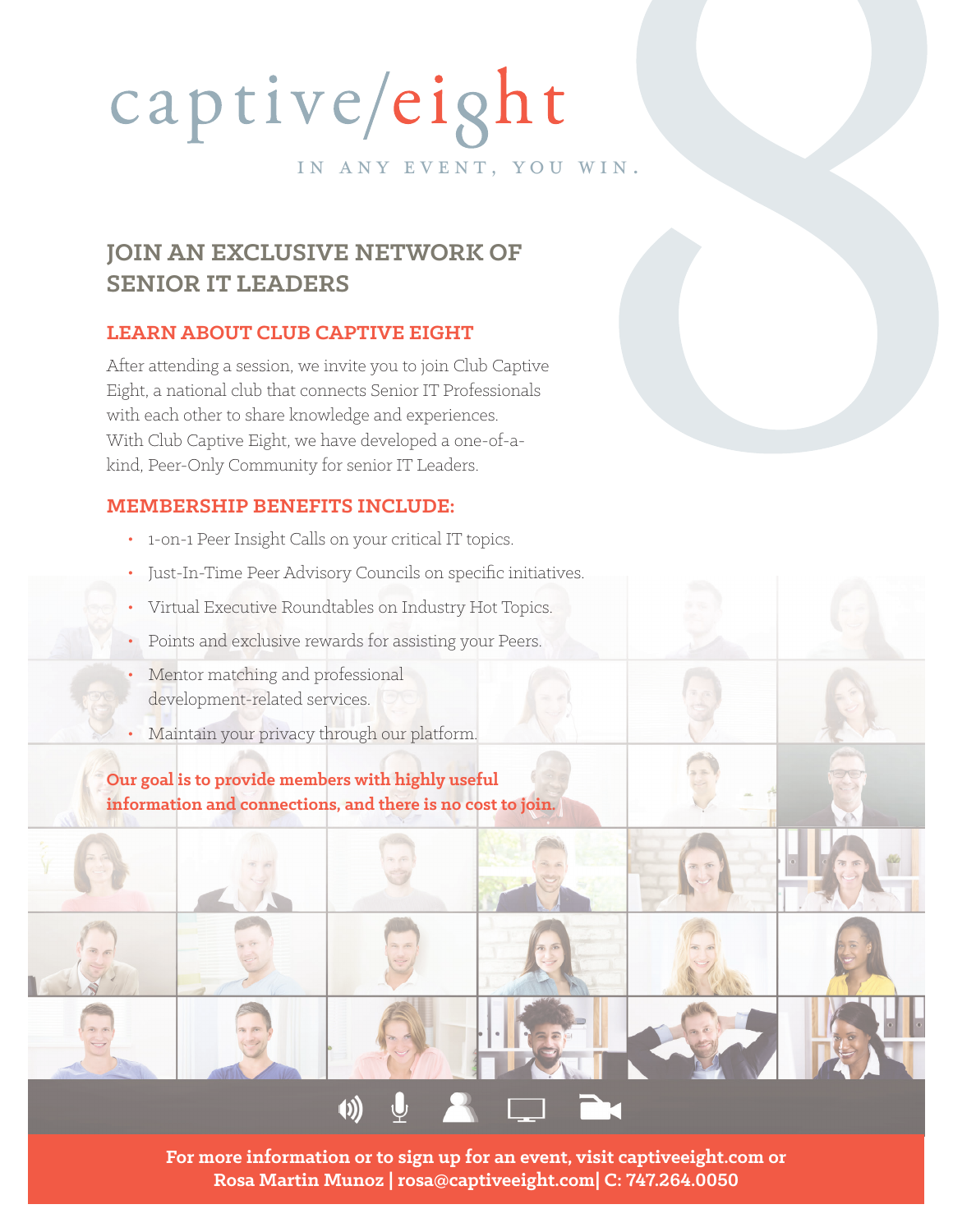# captive/eight

IN ANY EVENT, YOU WIN.

## JOIN AN EXCLUSIVE NETWORK OF SENIOR IT LEADERS

### LEARN ABOUT CLUB CAPTIVE EIGHT

After attending a session, we invite you to join Club Captive Eight, a national club that connects Senior IT Professionals with each other to share knowledge and experiences. With Club Captive Eight, we have developed a one-of-a-kind, Peer-Only Community for senior IT Leaders.

### MEMBERSHIP BENEFITS INCLUDE:

- 1-on-1 Peer Insight Calls on your critical IT topics.
- Just-In-Time Peer Advisory Councils on specific initiatives.
- Virtual Executive Roundtables on Industry Hot Topics.
- Points and exclusive rewards for assisting your Peers.
- Mentor matching and professional development-related services.
- Maintain your privacy through our platform.

**Our goal is to provide members with highly useful information and connections, and there is no cost to join.**

**For more information or to sign up for an event, visit captiveeight.com or Rosa Martin Munoz | rosa@captiveeight.com| C: 747.264.0050**